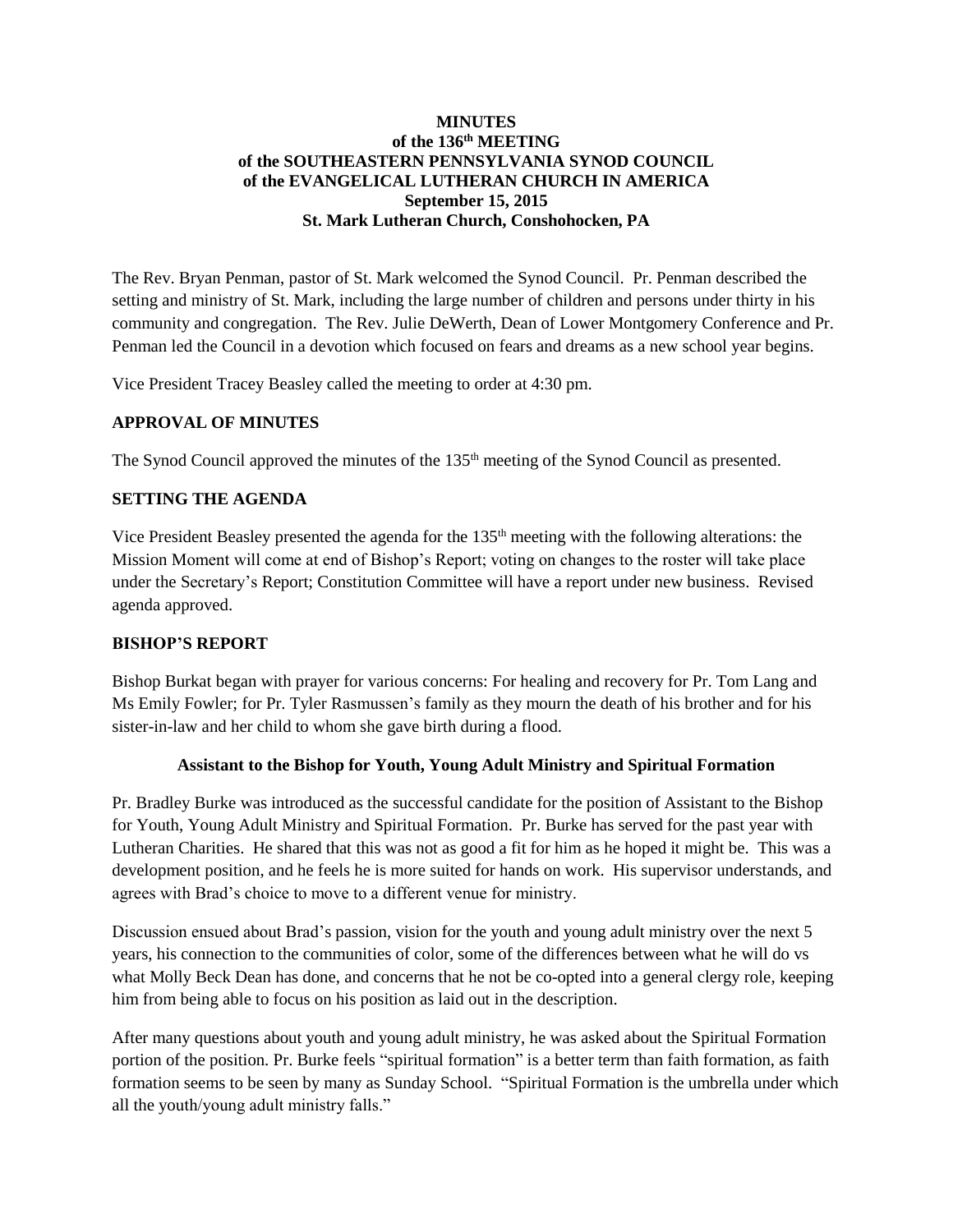**MINUTES**
**of the 136th MEETING**
**of the SOUTHEASTERN PENNSYLVANIA SYNOD COUNCIL**
**of the EVANGELICAL LUTHERAN CHURCH IN AMERICA**
**September 15, 2015**
**St. Mark Lutheran Church, Conshohocken, PA**

The Rev. Bryan Penman, pastor of St. Mark welcomed the Synod Council. Pr. Penman described the setting and ministry of St. Mark, including the large number of children and persons under thirty in his community and congregation. The Rev. Julie DeWerth, Dean of Lower Montgomery Conference and Pr. Penman led the Council in a devotion which focused on fears and dreams as a new school year begins.

Vice President Tracey Beasley called the meeting to order at 4:30 pm.

## APPROVAL OF MINUTES

The Synod Council approved the minutes of the 135th meeting of the Synod Council as presented.

## SETTING THE AGENDA

Vice President Beasley presented the agenda for the 135th meeting with the following alterations: the Mission Moment will come at end of Bishop's Report; voting on changes to the roster will take place under the Secretary's Report; Constitution Committee will have a report under new business. Revised agenda approved.

## BISHOP'S REPORT

Bishop Burkat began with prayer for various concerns: For healing and recovery for Pr. Tom Lang and Ms Emily Fowler; for Pr. Tyler Rasmussen's family as they mourn the death of his brother and for his sister-in-law and her child to whom she gave birth during a flood.

### Assistant to the Bishop for Youth, Young Adult Ministry and Spiritual Formation

Pr. Bradley Burke was introduced as the successful candidate for the position of Assistant to the Bishop for Youth, Young Adult Ministry and Spiritual Formation. Pr. Burke has served for the past year with Lutheran Charities. He shared that this was not as good a fit for him as he hoped it might be. This was a development position, and he feels he is more suited for hands on work. His supervisor understands, and agrees with Brad's choice to move to a different venue for ministry.

Discussion ensued about Brad's passion, vision for the youth and young adult ministry over the next 5 years, his connection to the communities of color, some of the differences between what he will do vs what Molly Beck Dean has done, and concerns that he not be co-opted into a general clergy role, keeping him from being able to focus on his position as laid out in the description.

After many questions about youth and young adult ministry, he was asked about the Spiritual Formation portion of the position. Pr. Burke feels "spiritual formation" is a better term than faith formation, as faith formation seems to be seen by many as Sunday School. "Spiritual Formation is the umbrella under which all the youth/young adult ministry falls."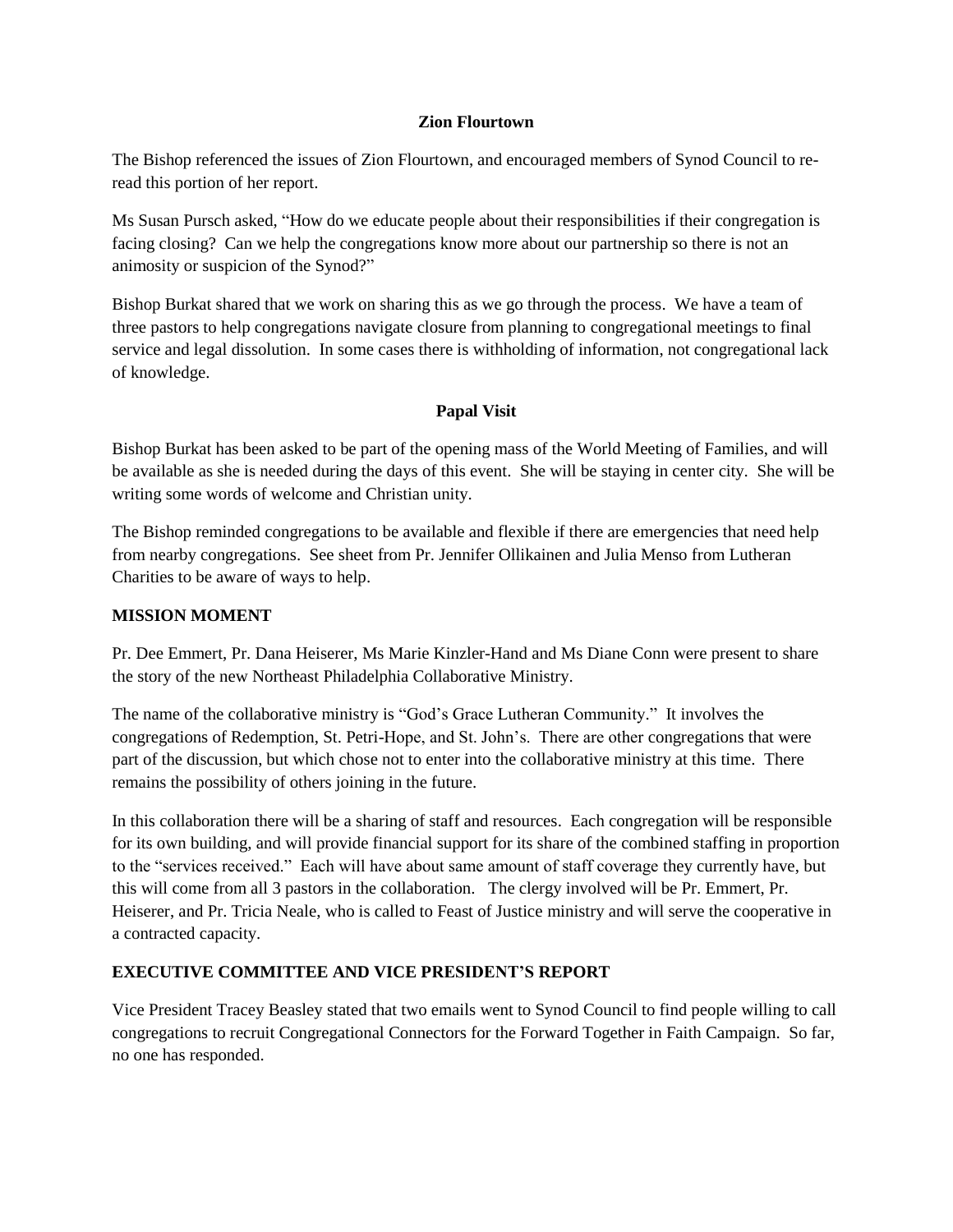**Zion Flourtown**

The Bishop referenced the issues of Zion Flourtown, and encouraged members of Synod Council to re-read this portion of her report.

Ms Susan Pursch asked, "How do we educate people about their responsibilities if their congregation is facing closing? Can we help the congregations know more about our partnership so there is not an animosity or suspicion of the Synod?"

Bishop Burkat shared that we work on sharing this as we go through the process. We have a team of three pastors to help congregations navigate closure from planning to congregational meetings to final service and legal dissolution. In some cases there is withholding of information, not congregational lack of knowledge.

**Papal Visit**

Bishop Burkat has been asked to be part of the opening mass of the World Meeting of Families, and will be available as she is needed during the days of this event. She will be staying in center city. She will be writing some words of welcome and Christian unity.

The Bishop reminded congregations to be available and flexible if there are emergencies that need help from nearby congregations. See sheet from Pr. Jennifer Ollikainen and Julia Menso from Lutheran Charities to be aware of ways to help.

**MISSION MOMENT**

Pr. Dee Emmert, Pr. Dana Heiserer, Ms Marie Kinzler-Hand and Ms Diane Conn were present to share the story of the new Northeast Philadelphia Collaborative Ministry.

The name of the collaborative ministry is "God's Grace Lutheran Community." It involves the congregations of Redemption, St. Petri-Hope, and St. John's. There are other congregations that were part of the discussion, but which chose not to enter into the collaborative ministry at this time. There remains the possibility of others joining in the future.

In this collaboration there will be a sharing of staff and resources. Each congregation will be responsible for its own building, and will provide financial support for its share of the combined staffing in proportion to the "services received." Each will have about same amount of staff coverage they currently have, but this will come from all 3 pastors in the collaboration. The clergy involved will be Pr. Emmert, Pr. Heiserer, and Pr. Tricia Neale, who is called to Feast of Justice ministry and will serve the cooperative in a contracted capacity.

**EXECUTIVE COMMITTEE AND VICE PRESIDENT'S REPORT**

Vice President Tracey Beasley stated that two emails went to Synod Council to find people willing to call congregations to recruit Congregational Connectors for the Forward Together in Faith Campaign. So far, no one has responded.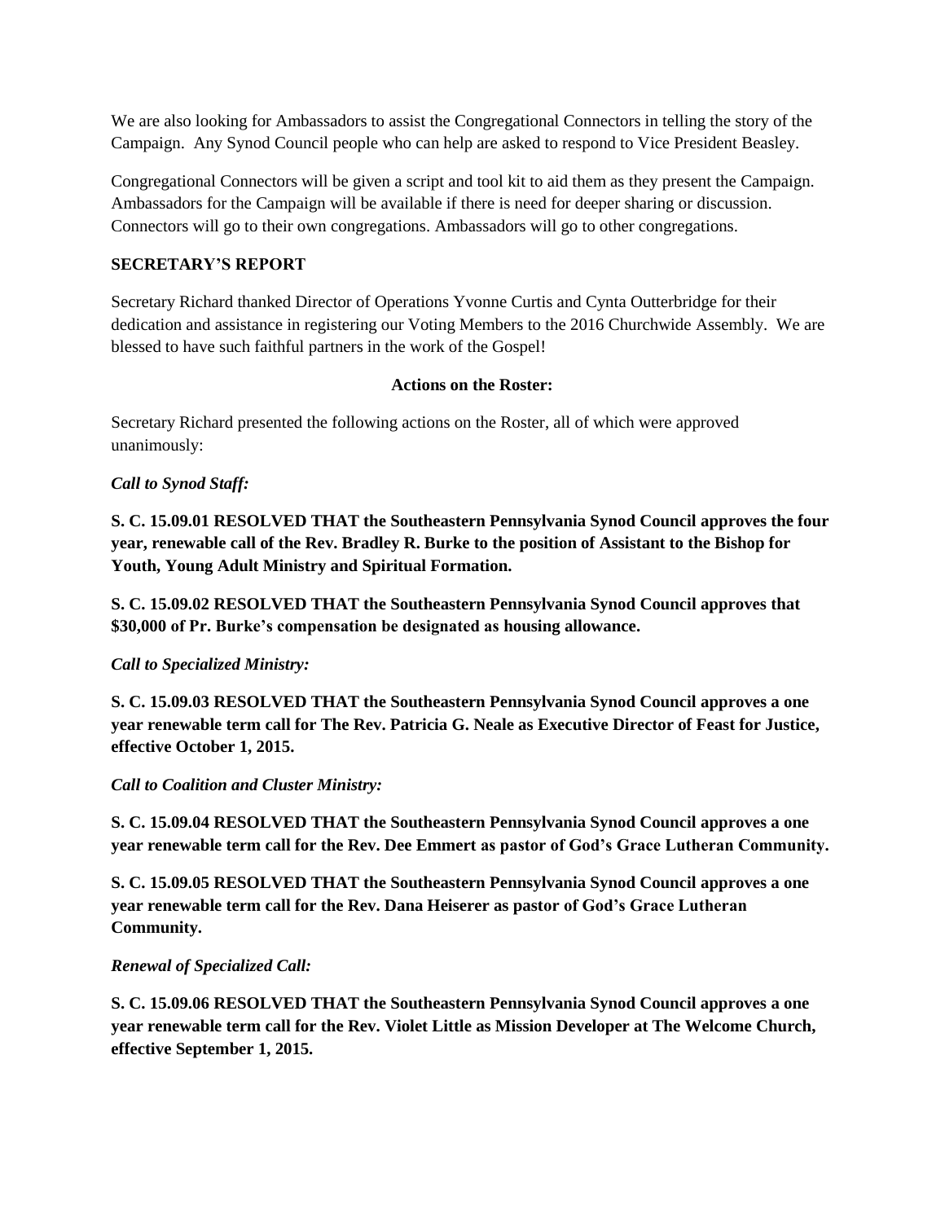We are also looking for Ambassadors to assist the Congregational Connectors in telling the story of the Campaign. Any Synod Council people who can help are asked to respond to Vice President Beasley.

Congregational Connectors will be given a script and tool kit to aid them as they present the Campaign. Ambassadors for the Campaign will be available if there is need for deeper sharing or discussion. Connectors will go to their own congregations. Ambassadors will go to other congregations.

**SECRETARY'S REPORT**

Secretary Richard thanked Director of Operations Yvonne Curtis and Cynta Outterbridge for their dedication and assistance in registering our Voting Members to the 2016 Churchwide Assembly. We are blessed to have such faithful partners in the work of the Gospel!

**Actions on the Roster:**

Secretary Richard presented the following actions on the Roster, all of which were approved unanimously:

***Call to Synod Staff:***

**S. C. 15.09.01 RESOLVED THAT the Southeastern Pennsylvania Synod Council approves the four year, renewable call of the Rev. Bradley R. Burke to the position of Assistant to the Bishop for Youth, Young Adult Ministry and Spiritual Formation.**

**S. C. 15.09.02 RESOLVED THAT the Southeastern Pennsylvania Synod Council approves that $30,000 of Pr. Burke's compensation be designated as housing allowance.**

***Call to Specialized Ministry:***

**S. C. 15.09.03 RESOLVED THAT the Southeastern Pennsylvania Synod Council approves a one year renewable term call for The Rev. Patricia G. Neale as Executive Director of Feast for Justice, effective October 1, 2015.**

***Call to Coalition and Cluster Ministry:***

**S. C. 15.09.04 RESOLVED THAT the Southeastern Pennsylvania Synod Council approves a one year renewable term call for the Rev. Dee Emmert as pastor of God's Grace Lutheran Community.**

**S. C. 15.09.05 RESOLVED THAT the Southeastern Pennsylvania Synod Council approves a one year renewable term call for the Rev. Dana Heiserer as pastor of God's Grace Lutheran Community.**

***Renewal of Specialized Call:***

**S. C. 15.09.06 RESOLVED THAT the Southeastern Pennsylvania Synod Council approves a one year renewable term call for the Rev. Violet Little as Mission Developer at The Welcome Church, effective September 1, 2015.**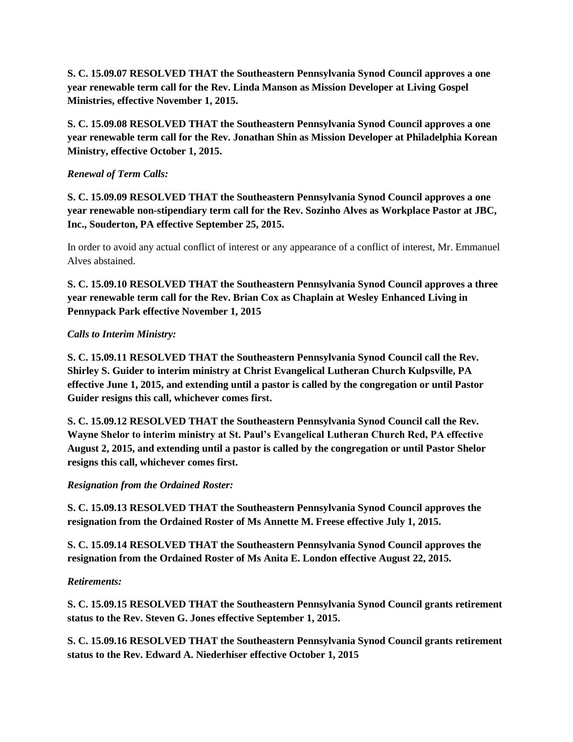**S. C. 15.09.07 RESOLVED THAT the Southeastern Pennsylvania Synod Council approves a one year renewable term call for the Rev. Linda Manson as Mission Developer at Living Gospel Ministries, effective November 1, 2015.**

**S. C. 15.09.08 RESOLVED THAT the Southeastern Pennsylvania Synod Council approves a one year renewable term call for the Rev. Jonathan Shin as Mission Developer at Philadelphia Korean Ministry, effective October 1, 2015.**

***Renewal of Term Calls:***

**S. C. 15.09.09 RESOLVED THAT the Southeastern Pennsylvania Synod Council approves a one year renewable non-stipendiary term call for the Rev. Sozinho Alves as Workplace Pastor at JBC, Inc., Souderton, PA effective September 25, 2015.**

In order to avoid any actual conflict of interest or any appearance of a conflict of interest, Mr. Emmanuel Alves abstained.

**S. C. 15.09.10 RESOLVED THAT the Southeastern Pennsylvania Synod Council approves a three year renewable term call for the Rev. Brian Cox as Chaplain at Wesley Enhanced Living in Pennypack Park effective November 1, 2015**

***Calls to Interim Ministry:***

**S. C. 15.09.11 RESOLVED THAT the Southeastern Pennsylvania Synod Council call the Rev. Shirley S. Guider to interim ministry at Christ Evangelical Lutheran Church Kulpsville, PA effective June 1, 2015, and extending until a pastor is called by the congregation or until Pastor Guider resigns this call, whichever comes first.**

**S. C. 15.09.12 RESOLVED THAT the Southeastern Pennsylvania Synod Council call the Rev. Wayne Shelor to interim ministry at St. Paul's Evangelical Lutheran Church Red, PA effective August 2, 2015, and extending until a pastor is called by the congregation or until Pastor Shelor resigns this call, whichever comes first.**

***Resignation from the Ordained Roster:***

**S. C. 15.09.13 RESOLVED THAT the Southeastern Pennsylvania Synod Council approves the resignation from the Ordained Roster of Ms Annette M. Freese effective July 1, 2015.**

**S. C. 15.09.14 RESOLVED THAT the Southeastern Pennsylvania Synod Council approves the resignation from the Ordained Roster of Ms Anita E. London effective August 22, 2015.**

***Retirements:***

**S. C. 15.09.15 RESOLVED THAT the Southeastern Pennsylvania Synod Council grants retirement status to the Rev. Steven G. Jones effective September 1, 2015.**

**S. C. 15.09.16 RESOLVED THAT the Southeastern Pennsylvania Synod Council grants retirement status to the Rev. Edward A. Niederhiser effective October 1, 2015**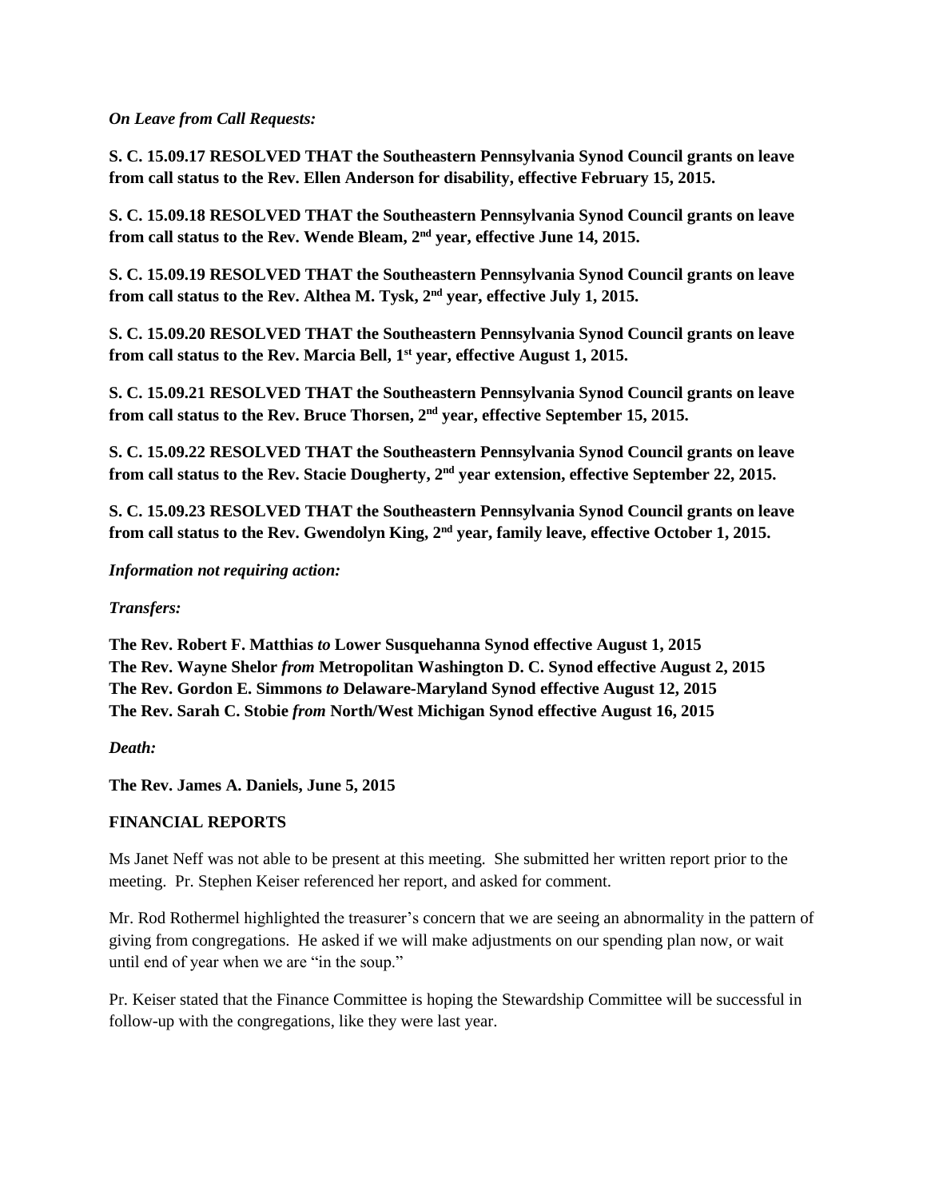*On Leave from Call Requests:*

**S. C. 15.09.17 RESOLVED THAT the Southeastern Pennsylvania Synod Council grants on leave from call status to the Rev. Ellen Anderson for disability, effective February 15, 2015.**

**S. C. 15.09.18 RESOLVED THAT the Southeastern Pennsylvania Synod Council grants on leave from call status to the Rev. Wende Bleam, 2nd year, effective June 14, 2015.**

**S. C. 15.09.19 RESOLVED THAT the Southeastern Pennsylvania Synod Council grants on leave from call status to the Rev. Althea M. Tysk, 2nd year, effective July 1, 2015.**

**S. C. 15.09.20 RESOLVED THAT the Southeastern Pennsylvania Synod Council grants on leave from call status to the Rev. Marcia Bell, 1st year, effective August 1, 2015.**

**S. C. 15.09.21 RESOLVED THAT the Southeastern Pennsylvania Synod Council grants on leave from call status to the Rev. Bruce Thorsen, 2nd year, effective September 15, 2015.**

**S. C. 15.09.22 RESOLVED THAT the Southeastern Pennsylvania Synod Council grants on leave from call status to the Rev. Stacie Dougherty, 2nd year extension, effective September 22, 2015.**

**S. C. 15.09.23 RESOLVED THAT the Southeastern Pennsylvania Synod Council grants on leave from call status to the Rev. Gwendolyn King, 2nd year, family leave, effective October 1, 2015.**

*Information not requiring action:*

*Transfers:*

**The Rev. Robert F. Matthias *to* Lower Susquehanna Synod effective August 1, 2015**
**The Rev. Wayne Shelor *from* Metropolitan Washington D. C. Synod effective August 2, 2015**
**The Rev. Gordon E. Simmons *to* Delaware-Maryland Synod effective August 12, 2015**
**The Rev. Sarah C. Stobie *from* North/West Michigan Synod effective August 16, 2015**

*Death:*

**The Rev. James A. Daniels, June 5, 2015**

**FINANCIAL REPORTS**

Ms Janet Neff was not able to be present at this meeting. She submitted her written report prior to the meeting. Pr. Stephen Keiser referenced her report, and asked for comment.

Mr. Rod Rothermel highlighted the treasurer's concern that we are seeing an abnormality in the pattern of giving from congregations. He asked if we will make adjustments on our spending plan now, or wait until end of year when we are "in the soup."

Pr. Keiser stated that the Finance Committee is hoping the Stewardship Committee will be successful in follow-up with the congregations, like they were last year.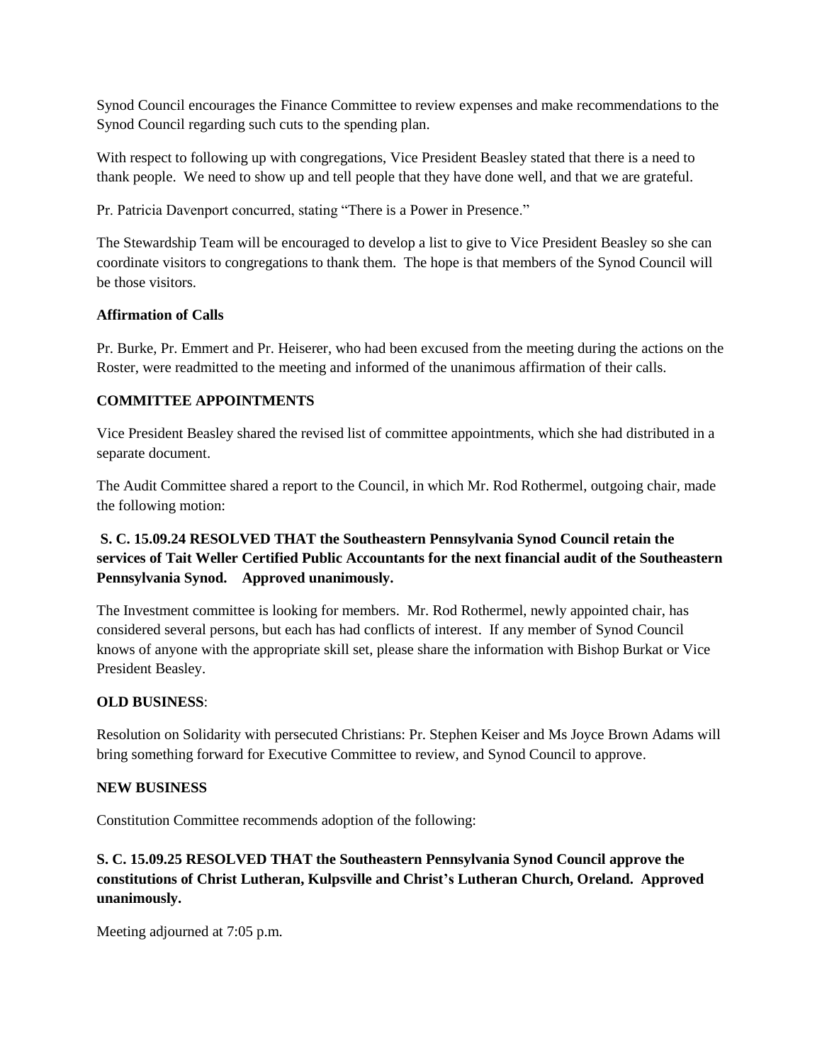Synod Council encourages the Finance Committee to review expenses and make recommendations to the Synod Council regarding such cuts to the spending plan.

With respect to following up with congregations, Vice President Beasley stated that there is a need to thank people. We need to show up and tell people that they have done well, and that we are grateful.

Pr. Patricia Davenport concurred, stating "There is a Power in Presence."

The Stewardship Team will be encouraged to develop a list to give to Vice President Beasley so she can coordinate visitors to congregations to thank them. The hope is that members of the Synod Council will be those visitors.

**Affirmation of Calls**

Pr. Burke, Pr. Emmert and Pr. Heiserer, who had been excused from the meeting during the actions on the Roster, were readmitted to the meeting and informed of the unanimous affirmation of their calls.

**COMMITTEE APPOINTMENTS**

Vice President Beasley shared the revised list of committee appointments, which she had distributed in a separate document.

The Audit Committee shared a report to the Council, in which Mr. Rod Rothermel, outgoing chair, made the following motion:

**S. C. 15.09.24 RESOLVED THAT the Southeastern Pennsylvania Synod Council retain the services of Tait Weller Certified Public Accountants for the next financial audit of the Southeastern Pennsylvania Synod. Approved unanimously.**

The Investment committee is looking for members. Mr. Rod Rothermel, newly appointed chair, has considered several persons, but each has had conflicts of interest. If any member of Synod Council knows of anyone with the appropriate skill set, please share the information with Bishop Burkat or Vice President Beasley.

**OLD BUSINESS**:

Resolution on Solidarity with persecuted Christians: Pr. Stephen Keiser and Ms Joyce Brown Adams will bring something forward for Executive Committee to review, and Synod Council to approve.

**NEW BUSINESS**

Constitution Committee recommends adoption of the following:

**S. C. 15.09.25 RESOLVED THAT the Southeastern Pennsylvania Synod Council approve the constitutions of Christ Lutheran, Kulpsville and Christ's Lutheran Church, Oreland. Approved unanimously.**

Meeting adjourned at 7:05 p.m.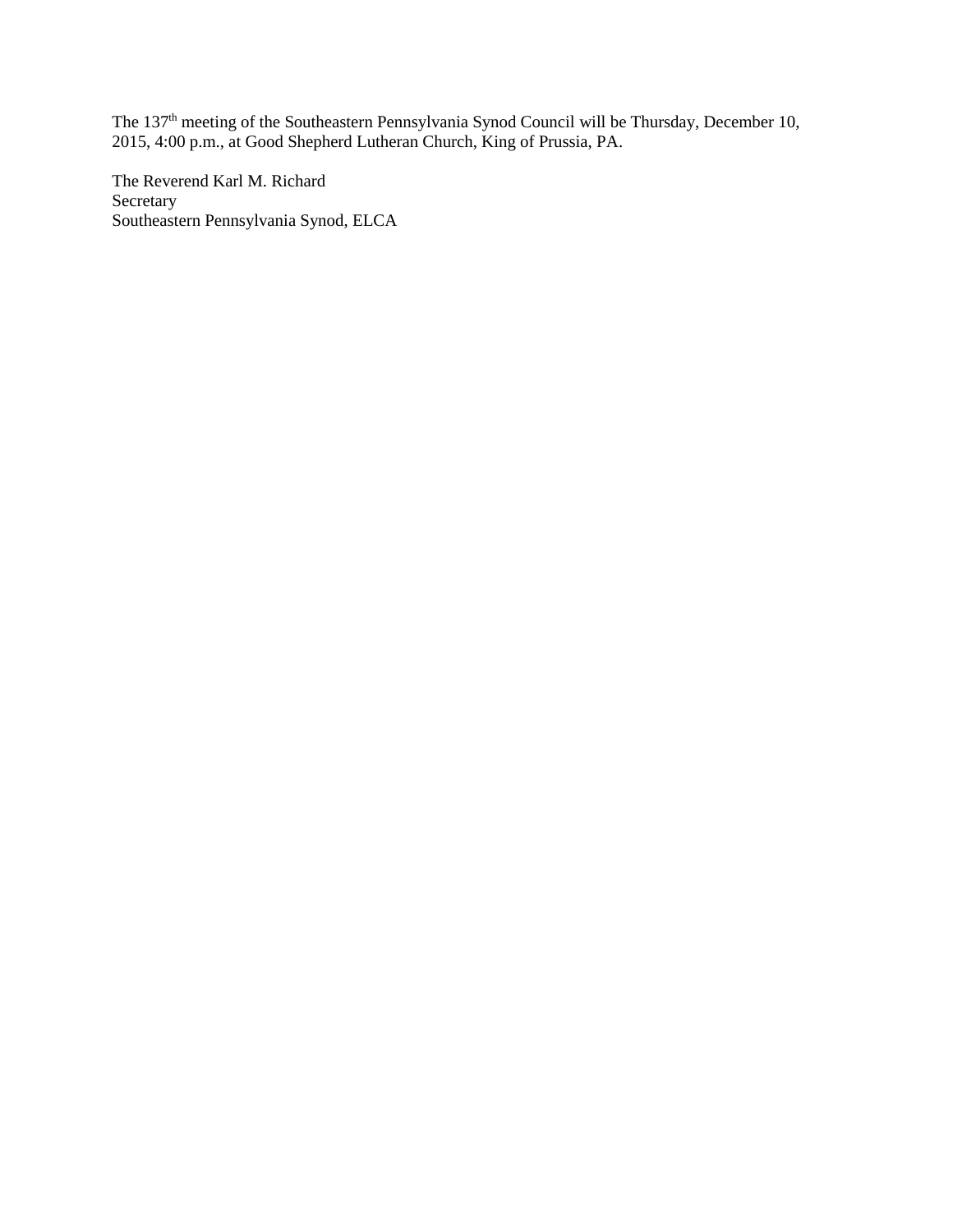The 137th meeting of the Southeastern Pennsylvania Synod Council will be Thursday, December 10, 2015, 4:00 p.m., at Good Shepherd Lutheran Church, King of Prussia, PA.

The Reverend Karl M. Richard
Secretary
Southeastern Pennsylvania Synod, ELCA